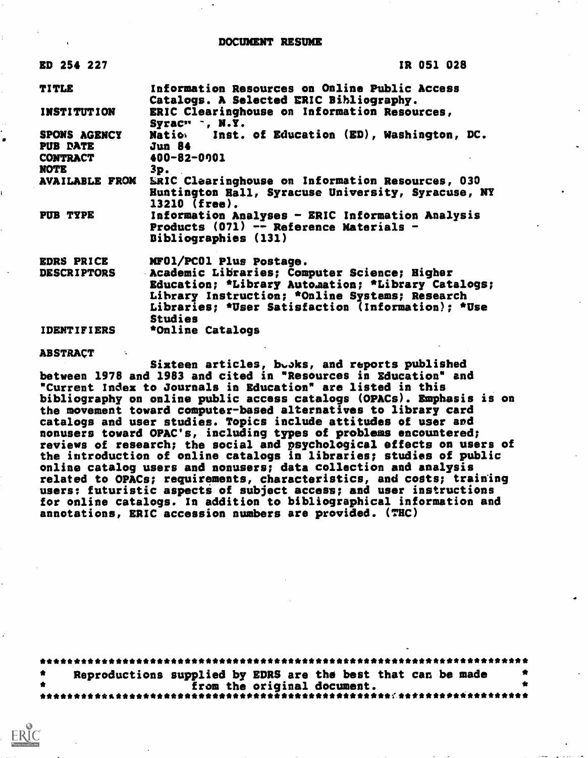DOCUMENT RESUME

| | |
|---|---|
| ED 254 227 | IR 051 028 |
| TITLE | Information Resources on Online Public Access Catalogs. A Selected ERIC Bibliography. |
| INSTITUTION | ERIC Clearinghouse on Information Resources, Syrac" ~, N.Y. |
| SPONS AGENCY | Natio Inst. of Education (ED), Washington, DC. |
| PUB DATE | Jun 84 |
| CONTRACT | 400-82-0001 |
| NOTE | 3p. |
| AVAILABLE FROM | ERIC Clearinghouse on Information Resources, 030 Huntington Hall, Syracuse University, Syracuse, NY 13210 (free). |
| PUB TYPE | Information Analyses - ERIC Information Analysis Products (071) -- Reference Materials - Bibliographies (131) |
| EDRS PRICE | MF01/PC01 Plus Postage. |
| DESCRIPTORS | Academic Libraries; Computer Science; Higher Education; *Library Automation; *Library Catalogs; Library Instruction; *Online Systems; Research Libraries; *User Satisfaction (Information); *Use Studies |
| IDENTIFIERS | *Online Catalogs |

ABSTRACT

Sixteen articles, books, and reports published between 1978 and 1983 and cited in "Resources in Education" and "Current Index to Journals in Education" are listed in this bibliography on online public access catalogs (OPACs). Emphasis is on the movement toward computer-based alternatives to library card catalogs and user studies. Topics include attitudes of user and nonusers toward OPAC's, including types of problems encountered; reviews of research; the social and psychological effects on users of the introduction of online catalogs in libraries; studies of public online catalog users and nonusers; data collection and analysis related to OPACs; requirements, characteristics, and costs; training users; futuristic aspects of subject access; and user instructions for online catalogs. In addition to bibliographical information and annotations, ERIC accession numbers are provided. (THC)

Reproductions supplied by EDRS are the best that can be made from the original document.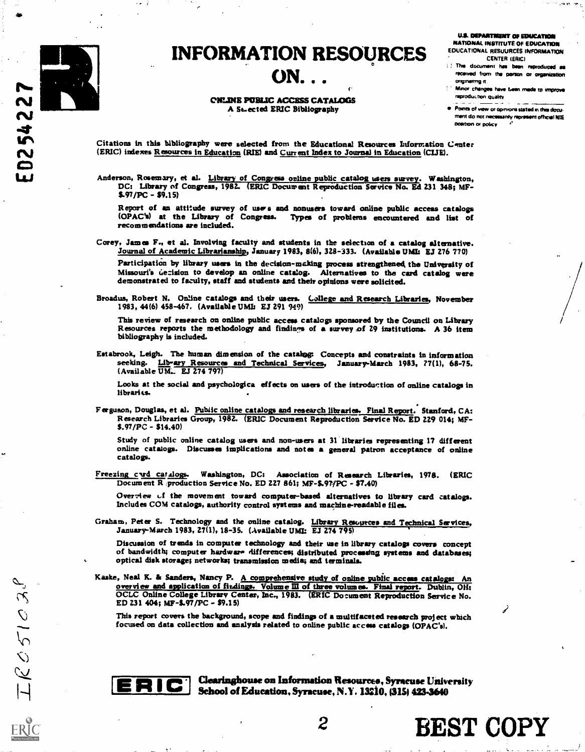# INFORMATION RESOURCES ON...

**ONLINE PUBLIC ACCESS CATALOGS**
**A Selected ERIC Bibliography**

U.S. DEPARTMENT OF EDUCATION
NATIONAL INSTITUTE OF EDUCATION
EDUCATIONAL RESOURCES INFORMATION CENTER (ERIC)

- This document has been reproduced as received from the person or organization originating it.
- Minor changes have been made to improve reproduction quality.
- Points of view or opinions stated in this document do not necessarily represent official NIE position or policy.

Citations in this bibliography were selected from the Educational Resources Information Center (ERIC) indexes Resources in Education (RIE) and Current Index to Journal in Education (CIJE).

Anderson, Rosemary, et al. Library of Congress online public catalog users survey. Washington, DC: Library of Congress, 1982. (ERIC Document Reproduction Service No. Ed 231 348; MF-$.97/PC - $9.15)

Report of an attitude survey of users and nonusers toward online public access catalogs (OPAC's) at the Library of Congress. Types of problems encountered and list of recommendations are included.

Corey, James F., et al. Involving faculty and students in the selection of a catalog alternative. Journal of Academic Librarianship, January 1983, 8(6), 328-333. (Available UMI: EJ 276 770)

Participation by library users in the decision-making process strengthened the University of Missouri's decision to develop an online catalog. Alternatives to the card catalog were demonstrated to faculty, staff and students and their opinions were solicited.

Broadus, Robert N. Online catalogs and their users. College and Research Libraries, November 1983, 44(6) 458-467. (Available UMI: EJ 291 949)

This review of research on online public access catalogs sponsored by the Council on Library Resources reports the methodology and findings of a survey of 29 institutions. A 36 item bibliography is included.

Estabrook, Leigh. The human dimension of the catalog: Concepts and constraints in information seeking. Library Resources and Technical Services, January-March 1983, 27(1), 68-75. (Available UMI: EJ 274 797)

Looks at the social and psychological effects on users of the introduction of online catalogs in libraries.

Ferguson, Douglas, et al. Public online catalogs and research libraries. Final Report. Stanford, CA: Research Libraries Group, 1982. (ERIC Document Reproduction Service No. ED 229 014; MF-$.97/PC - $14.40)

Study of public online catalog users and non-users at 31 libraries representing 17 different online catalogs. Discusses implications and notes a general patron acceptance of online catalogs.

Freezing card catalogs. Washington, DC: Association of Research Libraries, 1978. (ERIC Document Reproduction Service No. ED 227 861; MF-$.97/PC - $7.40)

Overview of the movement toward computer-based alternatives to library card catalogs. Includes COM catalogs, authority control systems and machine-readable files.

Graham, Peter S. Technology and the online catalog. Library Resources and Technical Services, January-March 1983, 27(1), 18-35. (Available UMI: EJ 274 795)

Discussion of trends in computer technology and their use in library catalogs covers concept of bandwidth; computer hardware differences; distributed processing systems and databases; optical disk storage; networks; transmission media; and terminals.

Kaske, Neal K. & Sanders, Nancy P. A comprehensive study of online public access catalogs: An overview and application of findings. Volume III of three volumes. Final report. Dublin, OH: OCLC Online College Library Center, Inc., 1983. (ERIC Document Reproduction Service No. ED 231 404; MF-$.97/PC - $9.15)

This report covers the background, scope and findings of a multifaceted research project which focused on data collection and analysis related to online public access catalogs (OPAC's).

**ERIC** Clearinghouse on Information Resources, Syracuse University School of Education, Syracuse, N.Y. 13210, (315) 423-3640

BEST COPY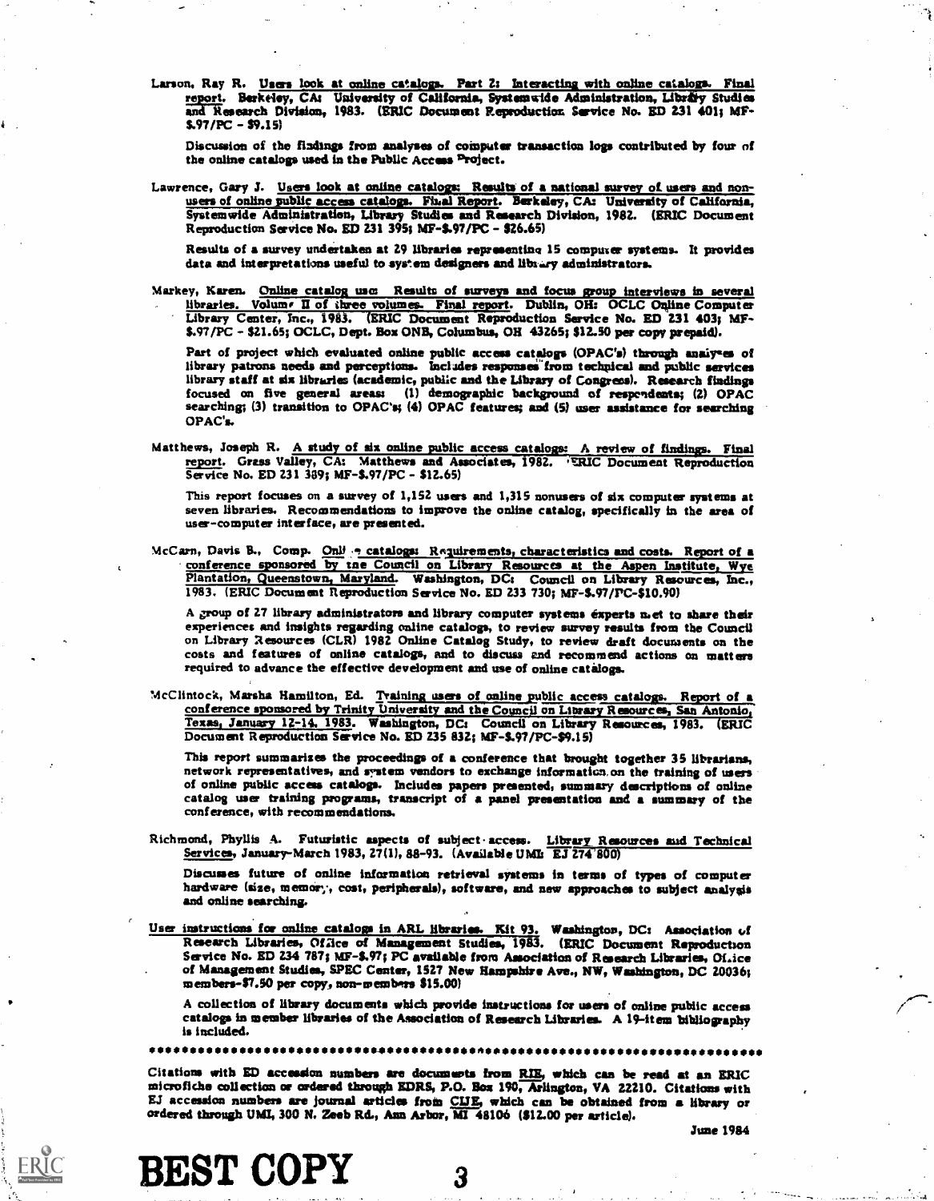Larson, Ray R. Users look at online catalogs. Part 2: Interacting with online catalogs. Final report. Berkeley, CA: University of California, Systemwide Administration, Library Studies and Research Division, 1983. (ERIC Document Reproduction Service No. ED 231 401; MF-$.97/PC - $9.15)

Discussion of the findings from analyses of computer transaction logs contributed by four of the online catalogs used in the Public Access Project.

Lawrence, Gary J. Users look at online catalogs: Results of a national survey of users and non-users of online public access catalogs. Final Report. Berkeley, CA: University of California, Systemwide Administration, Library Studies and Research Division, 1982. (ERIC Document Reproduction Service No. ED 231 395; MF-$.97/PC - $26.65)

Results of a survey undertaken at 29 libraries representing 15 computer systems. It provides data and interpretations useful to system designers and library administrators.

Markey, Karen. Online catalog use: Results of surveys and focus group interviews in several libraries. Volume II of three volumes. Final report. Dublin, OH: OCLC Online Computer Library Center, Inc., 1983. (ERIC Document Reproduction Service No. ED 231 403; MF-$.97/PC - $21.65; OCLC, Dept. Box ONB, Columbus, OH 43265; $12.50 per copy prepaid).

Part of project which evaluated online public access catalogs (OPAC's) through analyses of library patrons needs and perceptions. Includes responses from technical and public services library staff at six libraries (academic, public and the Library of Congress). Research findings focused on five general areas: (1) demographic background of respondents; (2) OPAC searching; (3) transition to OPAC's; (4) OPAC features; and (5) user assistance for searching OPAC's.

Matthews, Joseph R. A study of six online public access catalogs: A review of findings. Final report. Grass Valley, CA: Matthews and Associates, 1982. (ERIC Document Reproduction Service No. ED 231 389; MF-$.97/PC - $12.65)

This report focuses on a survey of 1,152 users and 1,315 nonusers of six computer systems at seven libraries. Recommendations to improve the online catalog, specifically in the area of user-computer interface, are presented.

McCarn, Davis B., Comp. Online catalogs: Requirements, characteristics and costs. Report of a conference sponsored by the Council on Library Resources at the Aspen Institute, Wye Plantation, Queenstown, Maryland. Washington, DC: Council on Library Resources, Inc., 1983. (ERIC Document Reproduction Service No. ED 233 730; MF-$.97/PC-$10.90)

A group of 27 library administrators and library computer systems experts met to share their experiences and insights regarding online catalogs, to review survey results from the Council on Library Resources (CLR) 1982 Online Catalog Study, to review draft documents on the costs and features of online catalogs, and to discuss and recommend actions on matters required to advance the effective development and use of online catalogs.

McClintock, Marsha Hamilton, Ed. Training users of online public access catalogs. Report of a conference sponsored by Trinity University and the Council on Library Resources, San Antonio, Texas, January 12-14, 1983. Washington, DC: Council on Library Resources, 1983. (ERIC Document Reproduction Service No. ED 235 832; MF-$.97/PC-$9.15)

This report summarizes the proceedings of a conference that brought together 35 librarians, network representatives, and system vendors to exchange information on the training of users of online public access catalogs. Includes papers presented, summary descriptions of online catalog user training programs, transcript of a panel presentation and a summary of the conference, with recommendations.

Richmond, Phyllis A. Futuristic aspects of subject access. Library Resources and Technical Services, January-March 1983, 27(1), 88-93. (Available UMI: EJ 274 800)

Discusses future of online information retrieval systems in terms of types of computer hardware (size, memory, cost, peripherals), software, and new approaches to subject analysis and online searching.

User instructions for online catalogs in ARL libraries. Kit 93. Washington, DC: Association of Research Libraries, Office of Management Studies, 1983. (ERIC Document Reproduction Service No. ED 234 787; MF-$.97; PC available from Association of Research Libraries, Office of Management Studies, SPEC Center, 1527 New Hampshire Ave., NW, Washington, DC 20036; members-$7.50 per copy, non-members $15.00)

A collection of library documents which provide instructions for users of online public access catalogs in member libraries of the Association of Research Libraries. A 19-item bibliography is included.

---

Citations with ED accession numbers are documents from RIE, which can be read at an ERIC microfiche collection or ordered through EDRS, P.O. Box 190, Arlington, VA 22210. Citations with EJ accession numbers are journal articles from CIJE, which can be obtained from a library or ordered through UMI, 300 N. Zeeb Rd., Ann Arbor, MI 48106 ($12.00 per article).

June 1984

BEST COPY